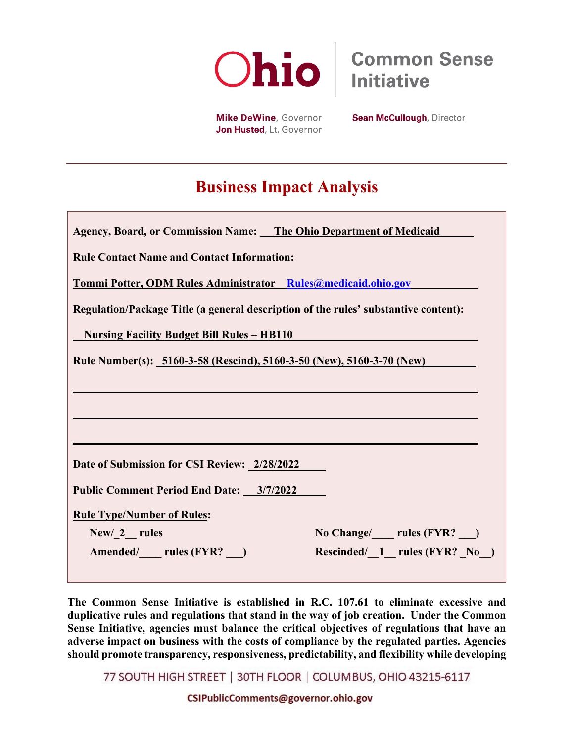Ohio | Common Sense Initiative

**Mike DeWine**, Governor
**Jon Husted**, Lt. Governor

**Sean McCullough**, Director

# Business Impact Analysis

**Agency, Board, or Commission Name:** **The Ohio Department of Medicaid**

**Rule Contact Name and Contact Information:**

**Tommi Potter, ODM Rules Administrator** **Rules@medicaid.ohio.gov**

**Regulation/Package Title (a general description of the rules' substantive content):**

**Nursing Facility Budget Bill Rules – HB110**

**Rule Number(s):** **5160-3-58 (Rescind), 5160-3-50 (New), 5160-3-70 (New)**

**Date of Submission for CSI Review:** **2/28/2022**

**Public Comment Period End Date:** **3/7/2022**

**Rule Type/Number of Rules:**

**New/\_2\_\_ rules**

**Amended/\_\_\_\_ rules (FYR? \_\_\_)**

**No Change/\_\_\_\_ rules (FYR? \_\_\_)**

**Rescinded/\_\_1\_\_ rules (FYR? \_No\_\_)**

**The Common Sense Initiative is established in R.C. 107.61 to eliminate excessive and duplicative rules and regulations that stand in the way of job creation. Under the Common Sense Initiative, agencies must balance the critical objectives of regulations that have an adverse impact on business with the costs of compliance by the regulated parties. Agencies should promote transparency, responsiveness, predictability, and flexibility while developing**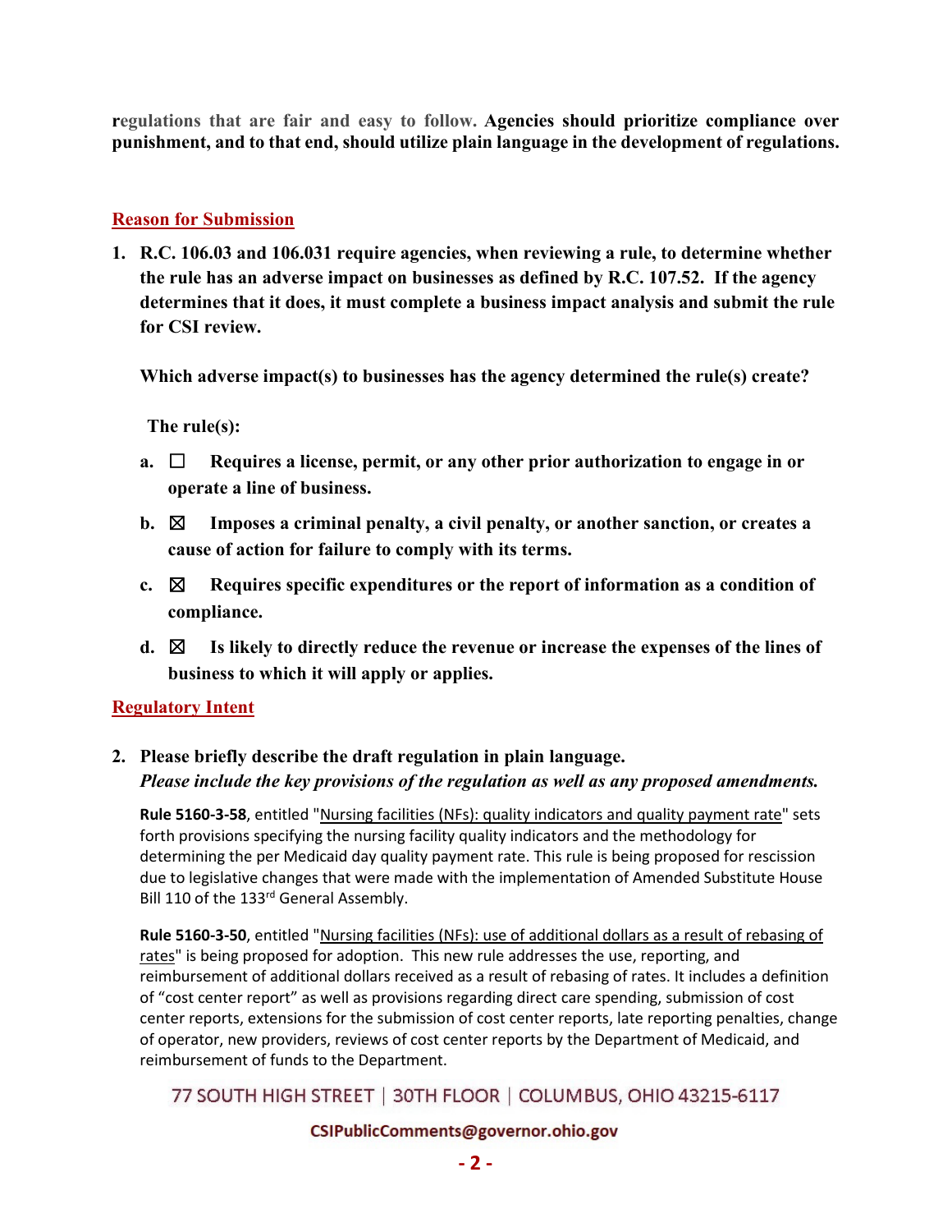**regulations that are fair and easy to follow. Agencies should prioritize compliance over punishment, and to that end, should utilize plain language in the development of regulations.**

## Reason for Submission

1. **R.C. 106.03 and 106.031 require agencies, when reviewing a rule, to determine whether the rule has an adverse impact on businesses as defined by R.C. 107.52. If the agency determines that it does, it must complete a business impact analysis and submit the rule for CSI review.**

   **Which adverse impact(s) to businesses has the agency determined the rule(s) create?**

   **The rule(s):**

   a. ☐ **Requires a license, permit, or any other prior authorization to engage in or operate a line of business.**

   b. ☒ **Imposes a criminal penalty, a civil penalty, or another sanction, or creates a cause of action for failure to comply with its terms.**

   c. ☒ **Requires specific expenditures or the report of information as a condition of compliance.**

   d. ☒ **Is likely to directly reduce the revenue or increase the expenses of the lines of business to which it will apply or applies.**

## Regulatory Intent

2. **Please briefly describe the draft regulation in plain language.**
   ***Please include the key provisions of the regulation as well as any proposed amendments.***

   **Rule 5160-3-58**, entitled "Nursing facilities (NFs): quality indicators and quality payment rate" sets forth provisions specifying the nursing facility quality indicators and the methodology for determining the per Medicaid day quality payment rate. This rule is being proposed for rescission due to legislative changes that were made with the implementation of Amended Substitute House Bill 110 of the 133rd General Assembly.

   **Rule 5160-3-50**, entitled "Nursing facilities (NFs): use of additional dollars as a result of rebasing of rates" is being proposed for adoption. This new rule addresses the use, reporting, and reimbursement of additional dollars received as a result of rebasing of rates. It includes a definition of "cost center report" as well as provisions regarding direct care spending, submission of cost center reports, extensions for the submission of cost center reports, late reporting penalties, change of operator, new providers, reviews of cost center reports by the Department of Medicaid, and reimbursement of funds to the Department.

77 SOUTH HIGH STREET | 30TH FLOOR | COLUMBUS, OHIO 43215-6117

CSIPublicComments@governor.ohio.gov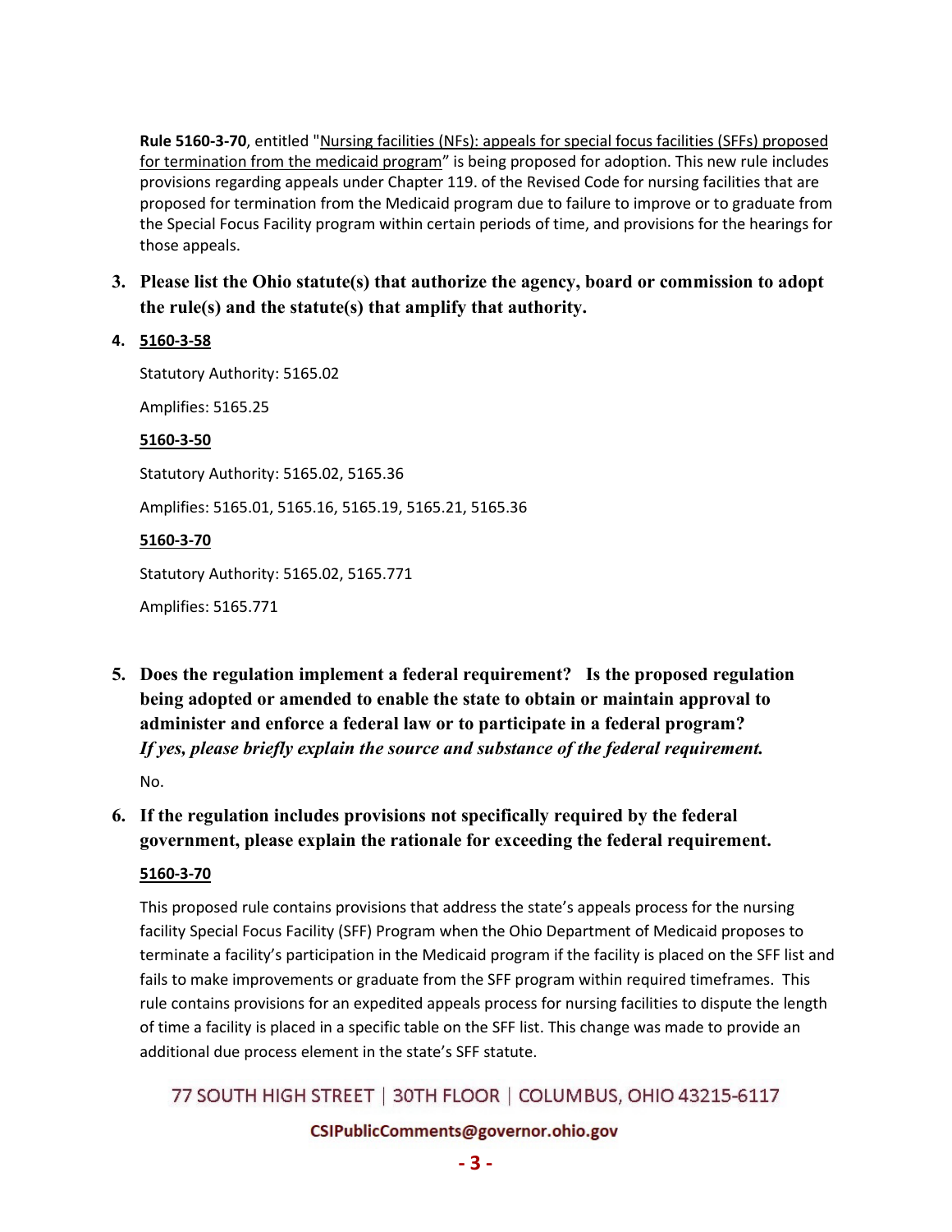**Rule 5160-3-70**, entitled "Nursing facilities (NFs): appeals for special focus facilities (SFFs) proposed for termination from the medicaid program" is being proposed for adoption. This new rule includes provisions regarding appeals under Chapter 119. of the Revised Code for nursing facilities that are proposed for termination from the Medicaid program due to failure to improve or to graduate from the Special Focus Facility program within certain periods of time, and provisions for the hearings for those appeals.

3. **Please list the Ohio statute(s) that authorize the agency, board or commission to adopt the rule(s) and the statute(s) that amplify that authority.**

4. **5160-3-58**

   Statutory Authority: 5165.02

   Amplifies: 5165.25

   **5160-3-50**

   Statutory Authority: 5165.02, 5165.36

   Amplifies: 5165.01, 5165.16, 5165.19, 5165.21, 5165.36

   **5160-3-70**

   Statutory Authority: 5165.02, 5165.771

   Amplifies: 5165.771

5. **Does the regulation implement a federal requirement? Is the proposed regulation being adopted or amended to enable the state to obtain or maintain approval to administer and enforce a federal law or to participate in a federal program?** ***If yes, please briefly explain the source and substance of the federal requirement.***

   No.

6. **If the regulation includes provisions not specifically required by the federal government, please explain the rationale for exceeding the federal requirement.**

   **5160-3-70**

   This proposed rule contains provisions that address the state's appeals process for the nursing facility Special Focus Facility (SFF) Program when the Ohio Department of Medicaid proposes to terminate a facility's participation in the Medicaid program if the facility is placed on the SFF list and fails to make improvements or graduate from the SFF program within required timeframes. This rule contains provisions for an expedited appeals process for nursing facilities to dispute the length of time a facility is placed in a specific table on the SFF list. This change was made to provide an additional due process element in the state's SFF statute.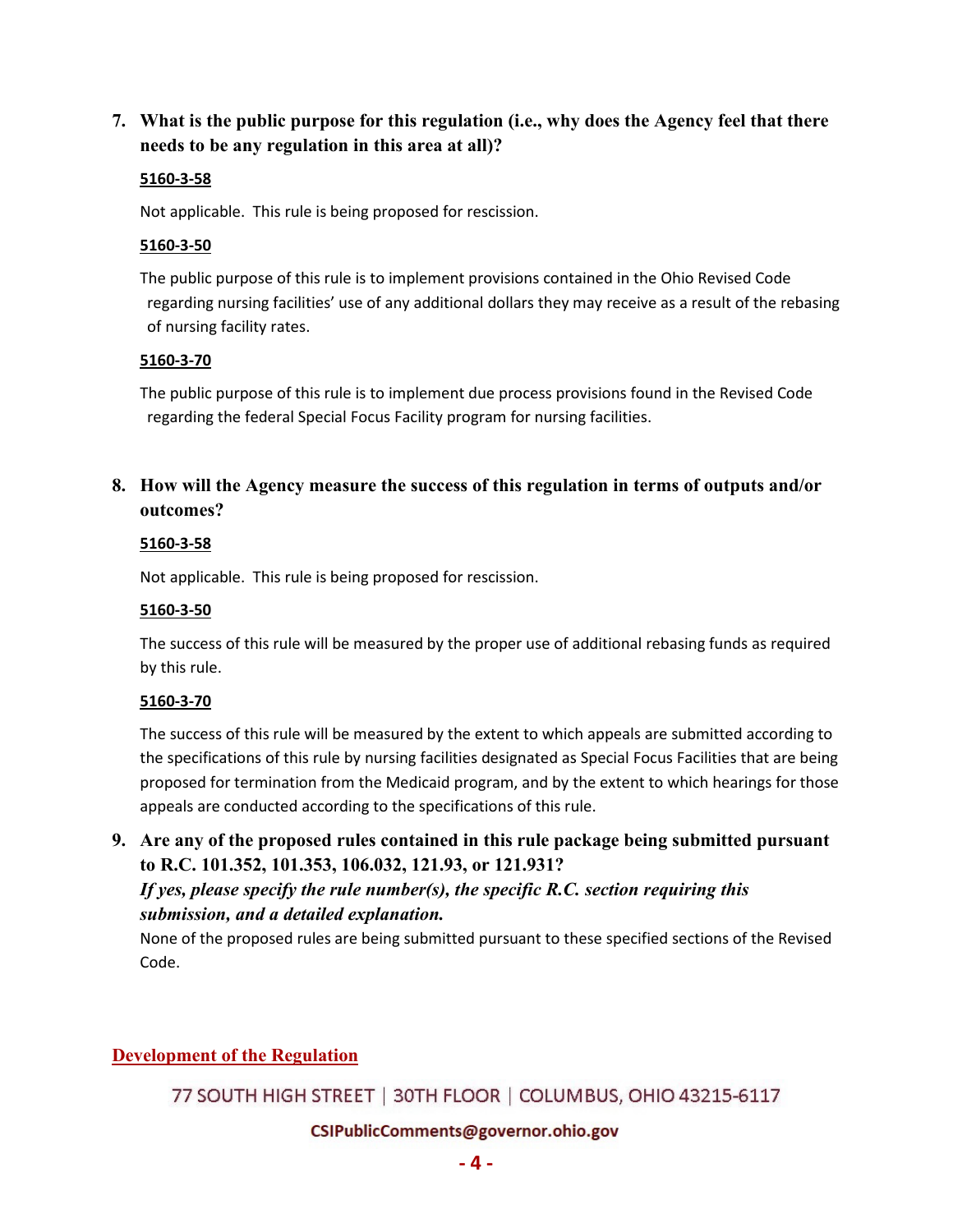**7. What is the public purpose for this regulation (i.e., why does the Agency feel that there needs to be any regulation in this area at all)?**

**5160-3-58**

Not applicable. This rule is being proposed for rescission.

**5160-3-50**

The public purpose of this rule is to implement provisions contained in the Ohio Revised Code regarding nursing facilities' use of any additional dollars they may receive as a result of the rebasing of nursing facility rates.

**5160-3-70**

The public purpose of this rule is to implement due process provisions found in the Revised Code regarding the federal Special Focus Facility program for nursing facilities.

**8. How will the Agency measure the success of this regulation in terms of outputs and/or outcomes?**

**5160-3-58**

Not applicable. This rule is being proposed for rescission.

**5160-3-50**

The success of this rule will be measured by the proper use of additional rebasing funds as required by this rule.

**5160-3-70**

The success of this rule will be measured by the extent to which appeals are submitted according to the specifications of this rule by nursing facilities designated as Special Focus Facilities that are being proposed for termination from the Medicaid program, and by the extent to which hearings for those appeals are conducted according to the specifications of this rule.

**9. Are any of the proposed rules contained in this rule package being submitted pursuant to R.C. 101.352, 101.353, 106.032, 121.93, or 121.931?**
***If yes, please specify the rule number(s), the specific R.C. section requiring this submission, and a detailed explanation.***

None of the proposed rules are being submitted pursuant to these specified sections of the Revised Code.

## Development of the Regulation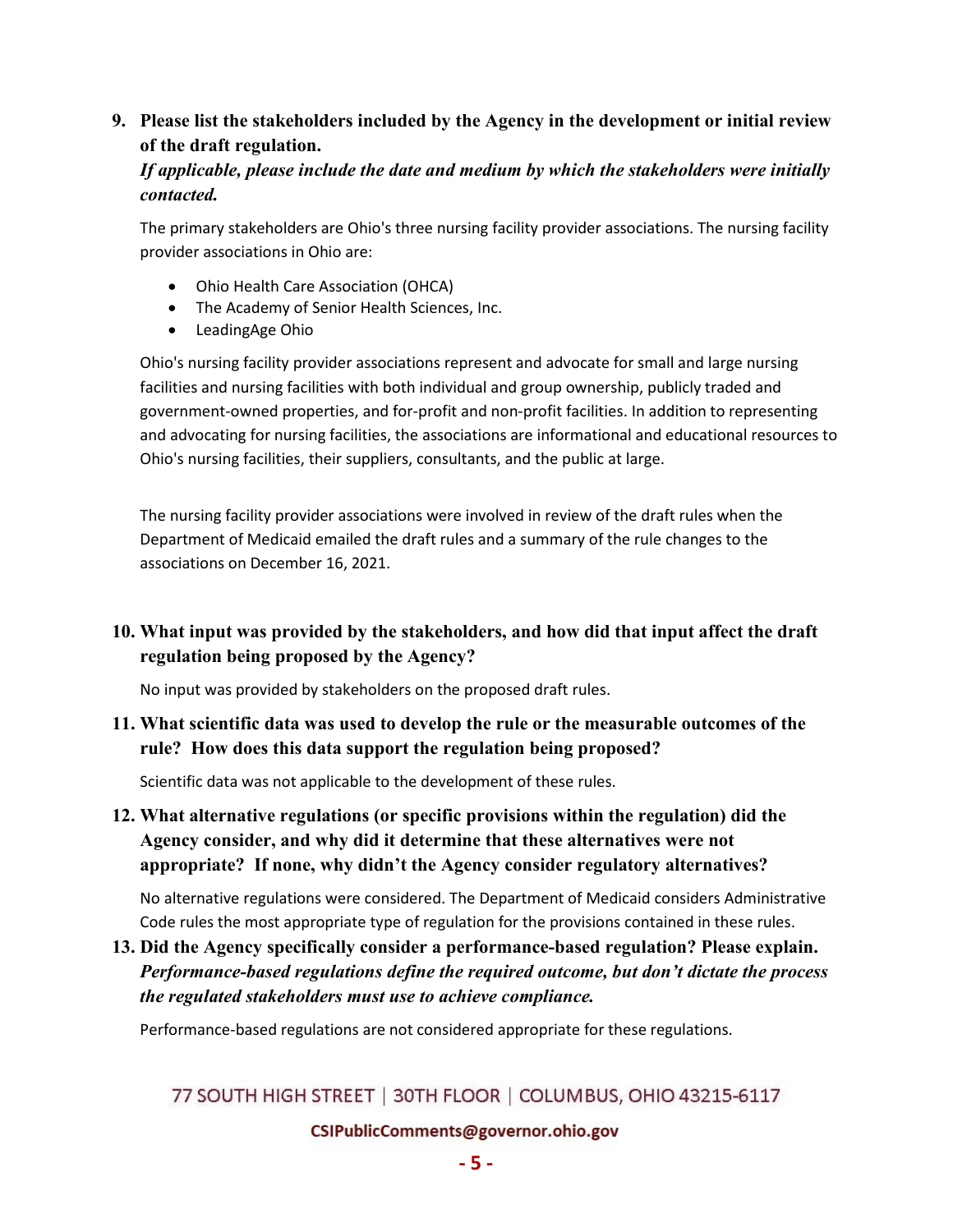**9. Please list the stakeholders included by the Agency in the development or initial review of the draft regulation.**

***If applicable, please include the date and medium by which the stakeholders were initially contacted.***

The primary stakeholders are Ohio's three nursing facility provider associations. The nursing facility provider associations in Ohio are:

- Ohio Health Care Association (OHCA)
- The Academy of Senior Health Sciences, Inc.
- LeadingAge Ohio

Ohio's nursing facility provider associations represent and advocate for small and large nursing facilities and nursing facilities with both individual and group ownership, publicly traded and government-owned properties, and for-profit and non-profit facilities. In addition to representing and advocating for nursing facilities, the associations are informational and educational resources to Ohio's nursing facilities, their suppliers, consultants, and the public at large.

The nursing facility provider associations were involved in review of the draft rules when the Department of Medicaid emailed the draft rules and a summary of the rule changes to the associations on December 16, 2021.

**10. What input was provided by the stakeholders, and how did that input affect the draft regulation being proposed by the Agency?**

No input was provided by stakeholders on the proposed draft rules.

**11. What scientific data was used to develop the rule or the measurable outcomes of the rule? How does this data support the regulation being proposed?**

Scientific data was not applicable to the development of these rules.

**12. What alternative regulations (or specific provisions within the regulation) did the Agency consider, and why did it determine that these alternatives were not appropriate? If none, why didn't the Agency consider regulatory alternatives?**

No alternative regulations were considered. The Department of Medicaid considers Administrative Code rules the most appropriate type of regulation for the provisions contained in these rules.

**13. Did the Agency specifically consider a performance-based regulation? Please explain.** ***Performance-based regulations define the required outcome, but don't dictate the process the regulated stakeholders must use to achieve compliance.***

Performance-based regulations are not considered appropriate for these regulations.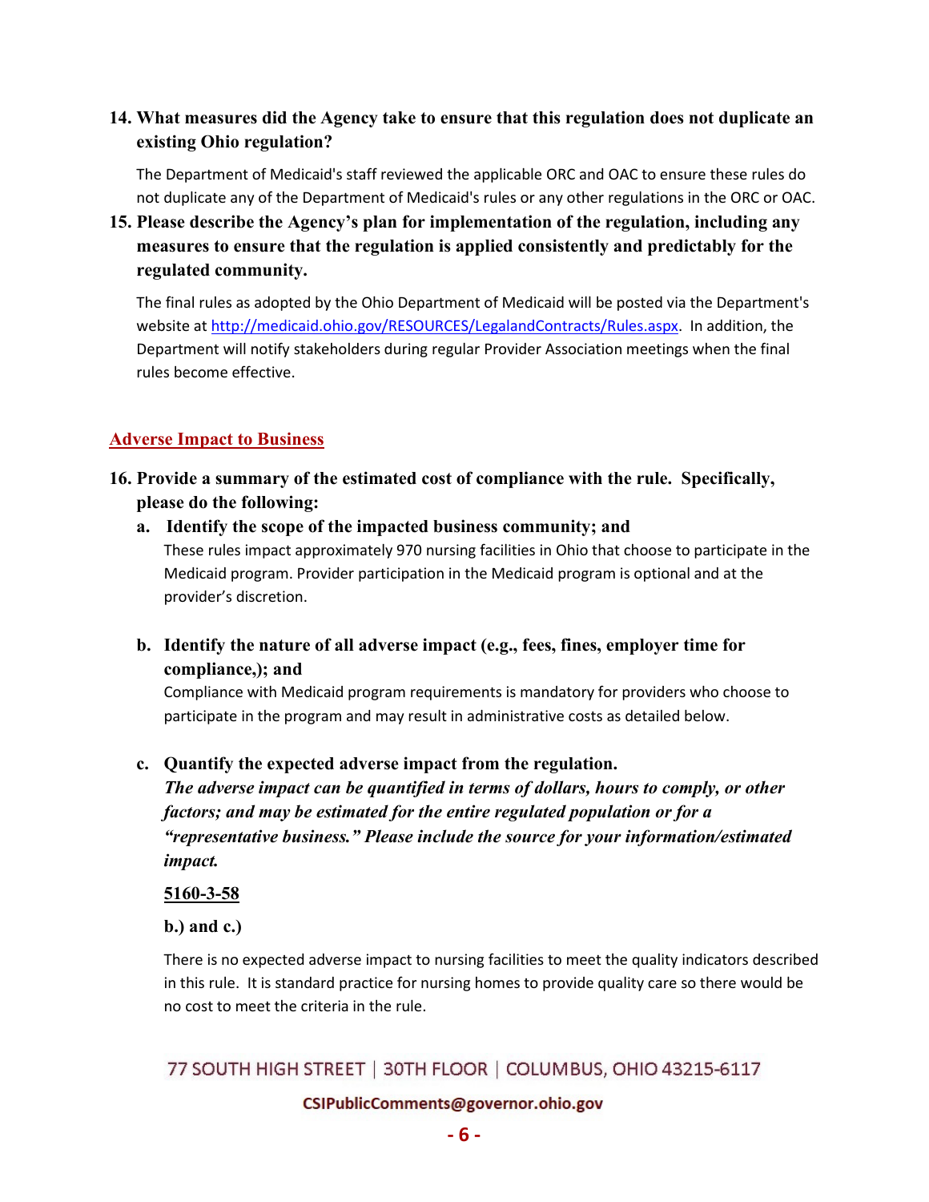**14. What measures did the Agency take to ensure that this regulation does not duplicate an existing Ohio regulation?**

The Department of Medicaid's staff reviewed the applicable ORC and OAC to ensure these rules do not duplicate any of the Department of Medicaid's rules or any other regulations in the ORC or OAC.

**15. Please describe the Agency's plan for implementation of the regulation, including any measures to ensure that the regulation is applied consistently and predictably for the regulated community.**

The final rules as adopted by the Ohio Department of Medicaid will be posted via the Department's website at http://medicaid.ohio.gov/RESOURCES/LegalandContracts/Rules.aspx. In addition, the Department will notify stakeholders during regular Provider Association meetings when the final rules become effective.

## Adverse Impact to Business

**16. Provide a summary of the estimated cost of compliance with the rule. Specifically, please do the following:**

**a. Identify the scope of the impacted business community; and**

These rules impact approximately 970 nursing facilities in Ohio that choose to participate in the Medicaid program. Provider participation in the Medicaid program is optional and at the provider's discretion.

**b. Identify the nature of all adverse impact (e.g., fees, fines, employer time for compliance,); and**

Compliance with Medicaid program requirements is mandatory for providers who choose to participate in the program and may result in administrative costs as detailed below.

**c. Quantify the expected adverse impact from the regulation.**

***The adverse impact can be quantified in terms of dollars, hours to comply, or other factors; and may be estimated for the entire regulated population or for a "representative business." Please include the source for your information/estimated impact.***

**5160-3-58**

**b.) and c.)**

There is no expected adverse impact to nursing facilities to meet the quality indicators described in this rule. It is standard practice for nursing homes to provide quality care so there would be no cost to meet the criteria in the rule.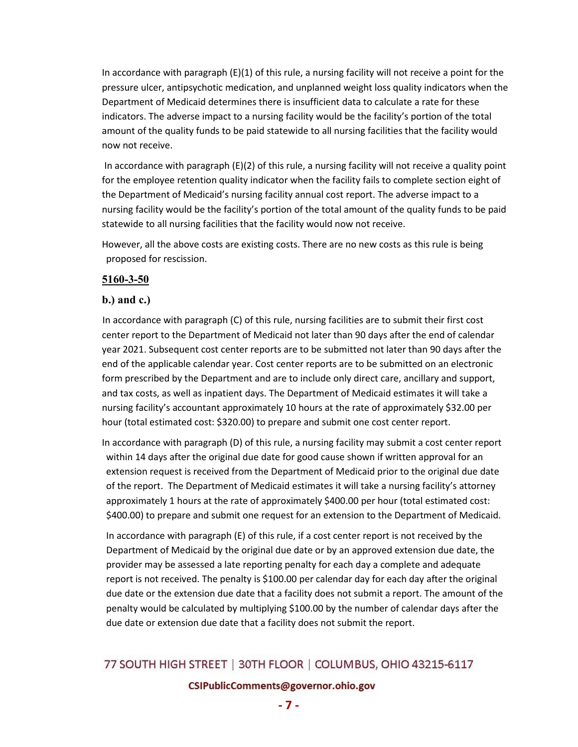In accordance with paragraph (E)(1) of this rule, a nursing facility will not receive a point for the pressure ulcer, antipsychotic medication, and unplanned weight loss quality indicators when the Department of Medicaid determines there is insufficient data to calculate a rate for these indicators. The adverse impact to a nursing facility would be the facility's portion of the total amount of the quality funds to be paid statewide to all nursing facilities that the facility would now not receive.

In accordance with paragraph (E)(2) of this rule, a nursing facility will not receive a quality point for the employee retention quality indicator when the facility fails to complete section eight of the Department of Medicaid's nursing facility annual cost report. The adverse impact to a nursing facility would be the facility's portion of the total amount of the quality funds to be paid statewide to all nursing facilities that the facility would now not receive.

However, all the above costs are existing costs. There are no new costs as this rule is being proposed for rescission.

**<u>5160-3-50</u>**

**b.) and c.)**

In accordance with paragraph (C) of this rule, nursing facilities are to submit their first cost center report to the Department of Medicaid not later than 90 days after the end of calendar year 2021. Subsequent cost center reports are to be submitted not later than 90 days after the end of the applicable calendar year. Cost center reports are to be submitted on an electronic form prescribed by the Department and are to include only direct care, ancillary and support, and tax costs, as well as inpatient days. The Department of Medicaid estimates it will take a nursing facility's accountant approximately 10 hours at the rate of approximately $32.00 per hour (total estimated cost: $320.00) to prepare and submit one cost center report.

In accordance with paragraph (D) of this rule, a nursing facility may submit a cost center report within 14 days after the original due date for good cause shown if written approval for an extension request is received from the Department of Medicaid prior to the original due date of the report. The Department of Medicaid estimates it will take a nursing facility's attorney approximately 1 hours at the rate of approximately $400.00 per hour (total estimated cost: $400.00) to prepare and submit one request for an extension to the Department of Medicaid.

In accordance with paragraph (E) of this rule, if a cost center report is not received by the Department of Medicaid by the original due date or by an approved extension due date, the provider may be assessed a late reporting penalty for each day a complete and adequate report is not received. The penalty is $100.00 per calendar day for each day after the original due date or the extension due date that a facility does not submit a report. The amount of the penalty would be calculated by multiplying $100.00 by the number of calendar days after the due date or extension due date that a facility does not submit the report.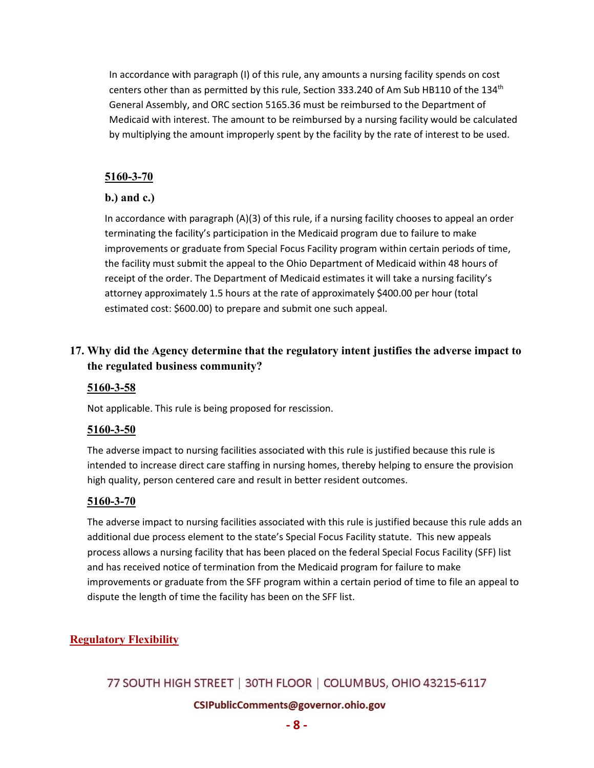In accordance with paragraph (I) of this rule, any amounts a nursing facility spends on cost centers other than as permitted by this rule, Section 333.240 of Am Sub HB110 of the 134th General Assembly, and ORC section 5165.36 must be reimbursed to the Department of Medicaid with interest. The amount to be reimbursed by a nursing facility would be calculated by multiplying the amount improperly spent by the facility by the rate of interest to be used.

**5160-3-70**

**b.) and c.)**

In accordance with paragraph (A)(3) of this rule, if a nursing facility chooses to appeal an order terminating the facility's participation in the Medicaid program due to failure to make improvements or graduate from Special Focus Facility program within certain periods of time, the facility must submit the appeal to the Ohio Department of Medicaid within 48 hours of receipt of the order. The Department of Medicaid estimates it will take a nursing facility's attorney approximately 1.5 hours at the rate of approximately $400.00 per hour (total estimated cost: $600.00) to prepare and submit one such appeal.

### 17. Why did the Agency determine that the regulatory intent justifies the adverse impact to the regulated business community?

**5160-3-58**

Not applicable. This rule is being proposed for rescission.

**5160-3-50**

The adverse impact to nursing facilities associated with this rule is justified because this rule is intended to increase direct care staffing in nursing homes, thereby helping to ensure the provision high quality, person centered care and result in better resident outcomes.

**5160-3-70**

The adverse impact to nursing facilities associated with this rule is justified because this rule adds an additional due process element to the state's Special Focus Facility statute. This new appeals process allows a nursing facility that has been placed on the federal Special Focus Facility (SFF) list and has received notice of termination from the Medicaid program for failure to make improvements or graduate from the SFF program within a certain period of time to file an appeal to dispute the length of time the facility has been on the SFF list.

## Regulatory Flexibility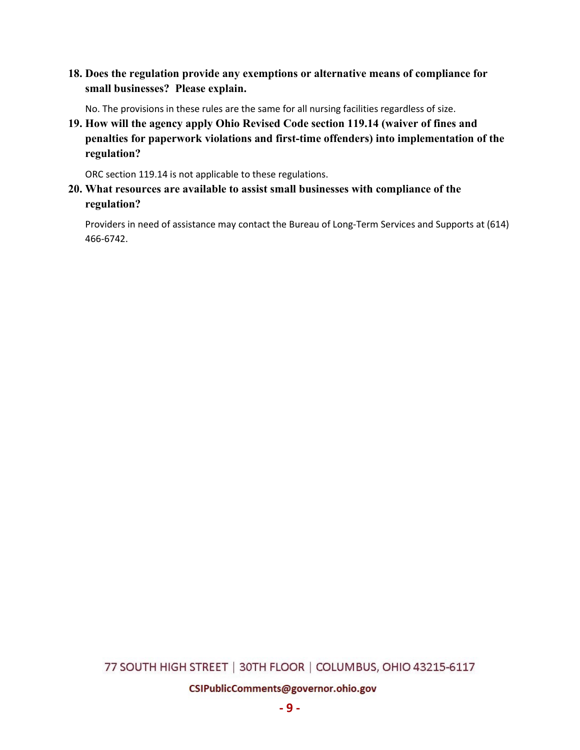**18. Does the regulation provide any exemptions or alternative means of compliance for small businesses? Please explain.**

No. The provisions in these rules are the same for all nursing facilities regardless of size.

**19. How will the agency apply Ohio Revised Code section 119.14 (waiver of fines and penalties for paperwork violations and first-time offenders) into implementation of the regulation?**

ORC section 119.14 is not applicable to these regulations.

**20. What resources are available to assist small businesses with compliance of the regulation?**

Providers in need of assistance may contact the Bureau of Long-Term Services and Supports at (614) 466-6742.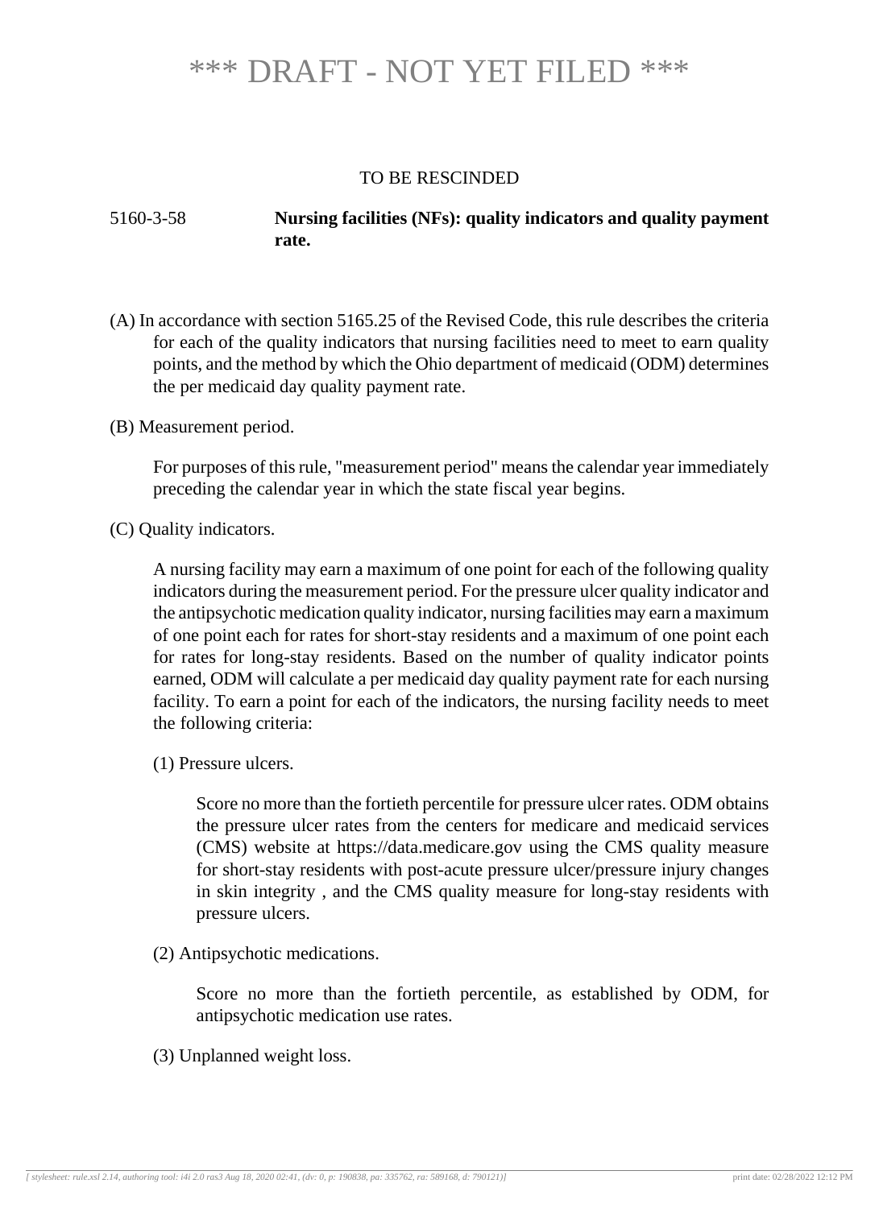# *** DRAFT - NOT YET FILED ***

TO BE RESCINDED

**5160-3-58 Nursing facilities (NFs): quality indicators and quality payment rate.**

(A) In accordance with section 5165.25 of the Revised Code, this rule describes the criteria for each of the quality indicators that nursing facilities need to meet to earn quality points, and the method by which the Ohio department of medicaid (ODM) determines the per medicaid day quality payment rate.

(B) Measurement period.

For purposes of this rule, "measurement period" means the calendar year immediately preceding the calendar year in which the state fiscal year begins.

(C) Quality indicators.

A nursing facility may earn a maximum of one point for each of the following quality indicators during the measurement period. For the pressure ulcer quality indicator and the antipsychotic medication quality indicator, nursing facilities may earn a maximum of one point each for rates for short-stay residents and a maximum of one point each for rates for long-stay residents. Based on the number of quality indicator points earned, ODM will calculate a per medicaid day quality payment rate for each nursing facility. To earn a point for each of the indicators, the nursing facility needs to meet the following criteria:

(1) Pressure ulcers.

Score no more than the fortieth percentile for pressure ulcer rates. ODM obtains the pressure ulcer rates from the centers for medicare and medicaid services (CMS) website at https://data.medicare.gov using the CMS quality measure for short-stay residents with post-acute pressure ulcer/pressure injury changes in skin integrity , and the CMS quality measure for long-stay residents with pressure ulcers.

(2) Antipsychotic medications.

Score no more than the fortieth percentile, as established by ODM, for antipsychotic medication use rates.

(3) Unplanned weight loss.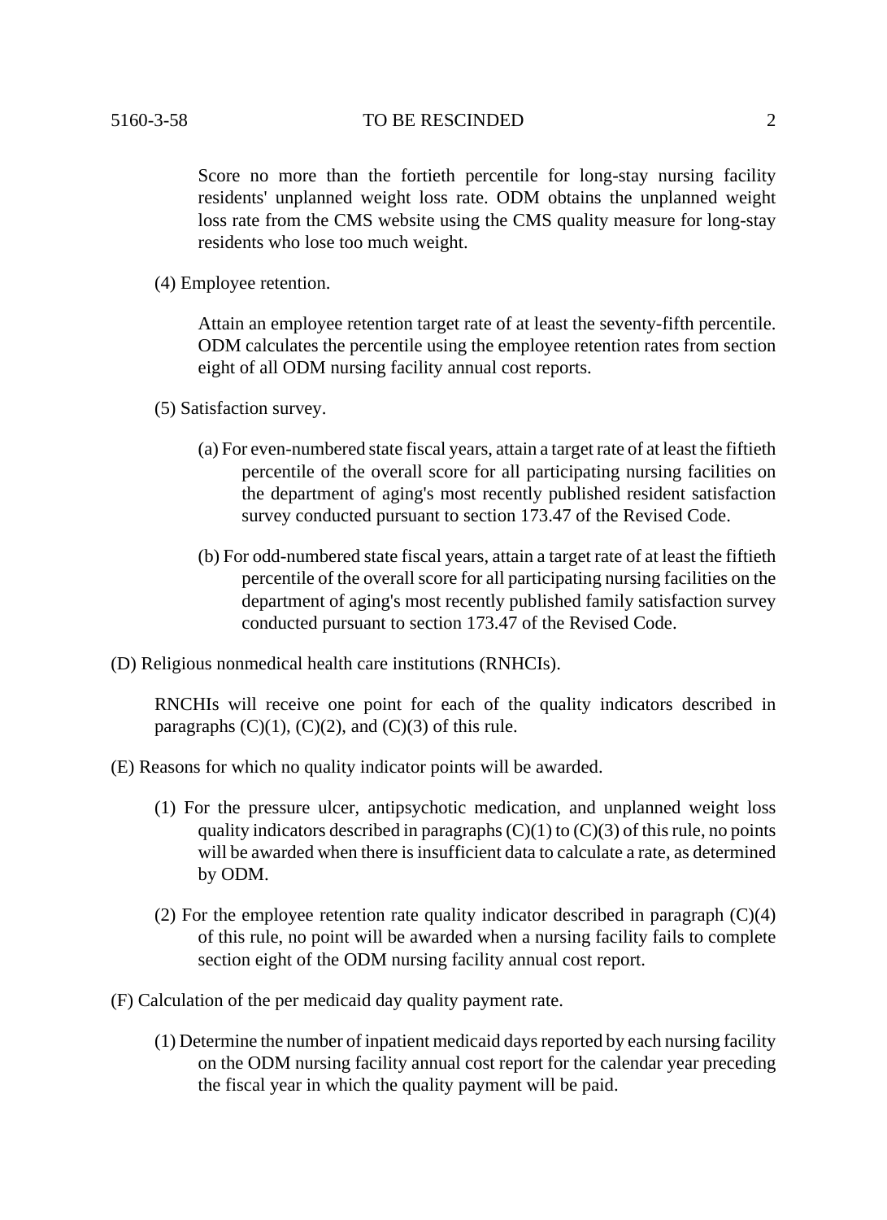Score no more than the fortieth percentile for long-stay nursing facility residents' unplanned weight loss rate. ODM obtains the unplanned weight loss rate from the CMS website using the CMS quality measure for long-stay residents who lose too much weight.

(4) Employee retention.

Attain an employee retention target rate of at least the seventy-fifth percentile. ODM calculates the percentile using the employee retention rates from section eight of all ODM nursing facility annual cost reports.

(5) Satisfaction survey.

(a) For even-numbered state fiscal years, attain a target rate of at least the fiftieth percentile of the overall score for all participating nursing facilities on the department of aging's most recently published resident satisfaction survey conducted pursuant to section 173.47 of the Revised Code.

(b) For odd-numbered state fiscal years, attain a target rate of at least the fiftieth percentile of the overall score for all participating nursing facilities on the department of aging's most recently published family satisfaction survey conducted pursuant to section 173.47 of the Revised Code.

(D) Religious nonmedical health care institutions (RNHCIs).

RNCHIs will receive one point for each of the quality indicators described in paragraphs (C)(1), (C)(2), and (C)(3) of this rule.

(E) Reasons for which no quality indicator points will be awarded.

(1) For the pressure ulcer, antipsychotic medication, and unplanned weight loss quality indicators described in paragraphs (C)(1) to (C)(3) of this rule, no points will be awarded when there is insufficient data to calculate a rate, as determined by ODM.

(2) For the employee retention rate quality indicator described in paragraph (C)(4) of this rule, no point will be awarded when a nursing facility fails to complete section eight of the ODM nursing facility annual cost report.

(F) Calculation of the per medicaid day quality payment rate.

(1) Determine the number of inpatient medicaid days reported by each nursing facility on the ODM nursing facility annual cost report for the calendar year preceding the fiscal year in which the quality payment will be paid.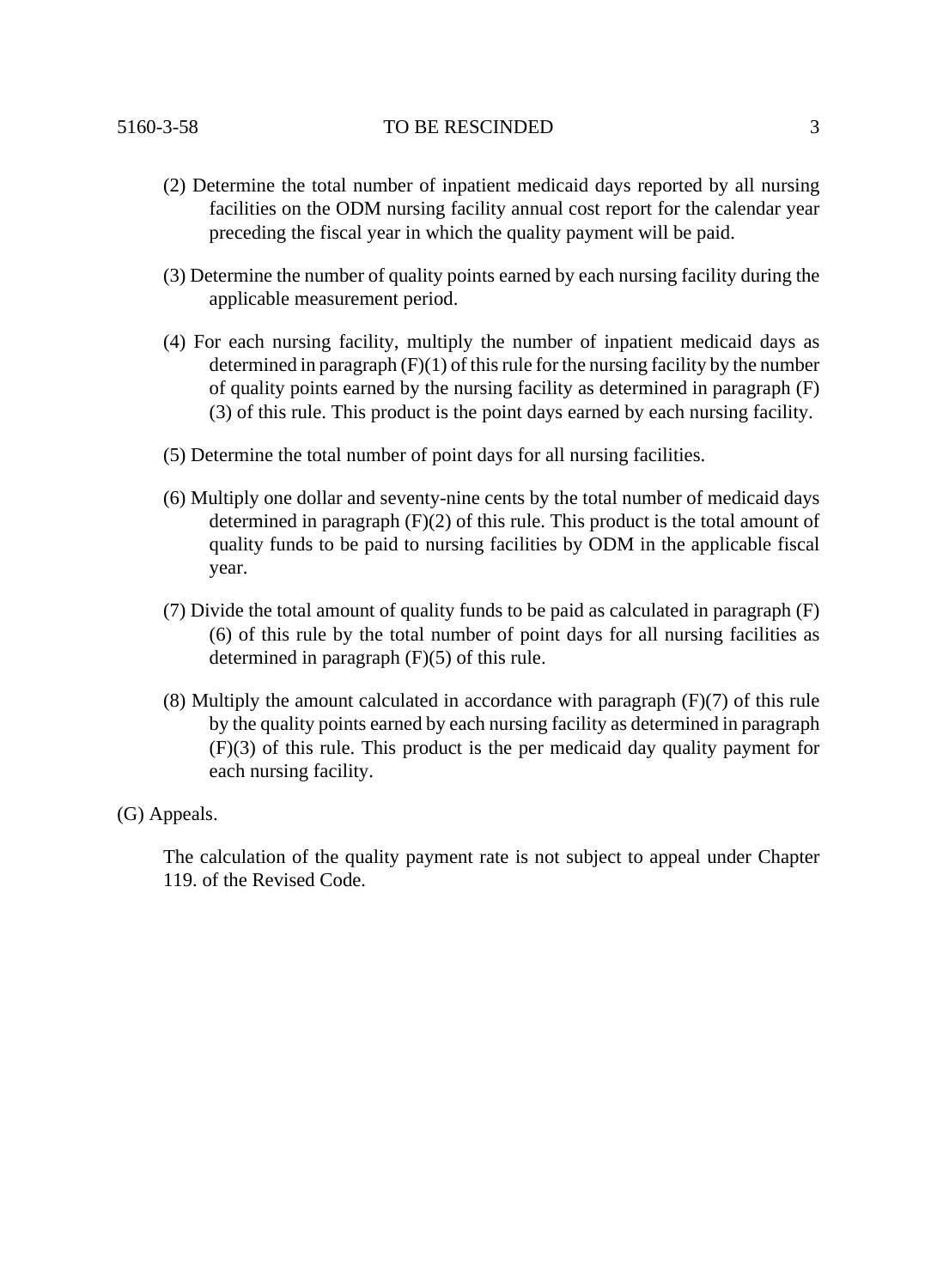(2) Determine the total number of inpatient medicaid days reported by all nursing facilities on the ODM nursing facility annual cost report for the calendar year preceding the fiscal year in which the quality payment will be paid.

(3) Determine the number of quality points earned by each nursing facility during the applicable measurement period.

(4) For each nursing facility, multiply the number of inpatient medicaid days as determined in paragraph (F)(1) of this rule for the nursing facility by the number of quality points earned by the nursing facility as determined in paragraph (F)(3) of this rule. This product is the point days earned by each nursing facility.

(5) Determine the total number of point days for all nursing facilities.

(6) Multiply one dollar and seventy-nine cents by the total number of medicaid days determined in paragraph (F)(2) of this rule. This product is the total amount of quality funds to be paid to nursing facilities by ODM in the applicable fiscal year.

(7) Divide the total amount of quality funds to be paid as calculated in paragraph (F)(6) of this rule by the total number of point days for all nursing facilities as determined in paragraph (F)(5) of this rule.

(8) Multiply the amount calculated in accordance with paragraph (F)(7) of this rule by the quality points earned by each nursing facility as determined in paragraph (F)(3) of this rule. This product is the per medicaid day quality payment for each nursing facility.

(G) Appeals.

The calculation of the quality payment rate is not subject to appeal under Chapter 119. of the Revised Code.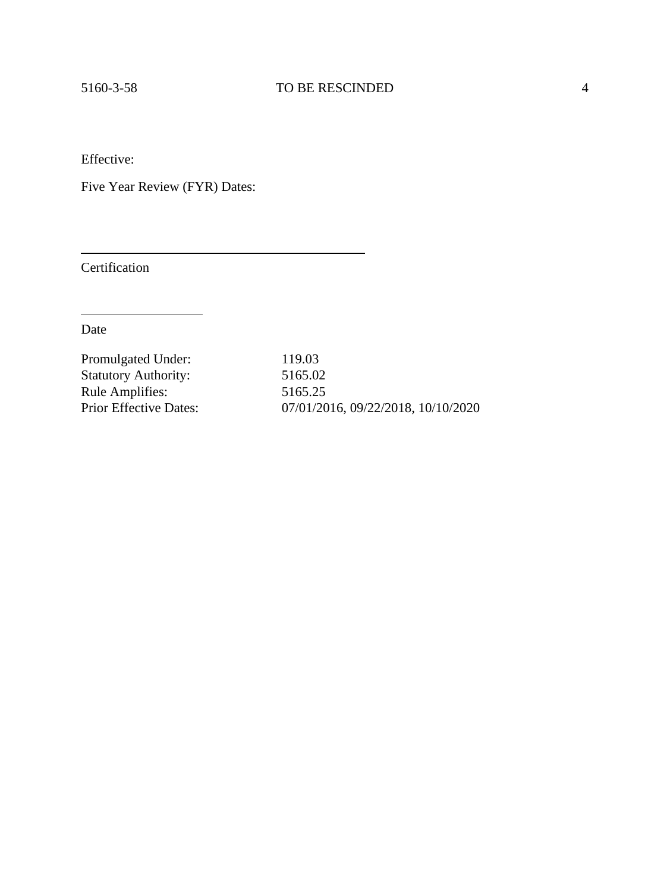Effective:

Five Year Review (FYR) Dates:

\_\_\_\_\_\_\_\_\_\_\_\_\_\_\_\_\_\_\_\_\_\_\_\_\_\_\_\_\_\_\_\_\_\_\_\_\_\_\_\_

Certification

\_\_\_\_\_\_\_\_\_\_\_\_\_\_\_\_\_\_

Date

| | |
|---|---|
| Promulgated Under: | 119.03 |
| Statutory Authority: | 5165.02 |
| Rule Amplifies: | 5165.25 |
| Prior Effective Dates: | 07/01/2016, 09/22/2018, 10/10/2020 |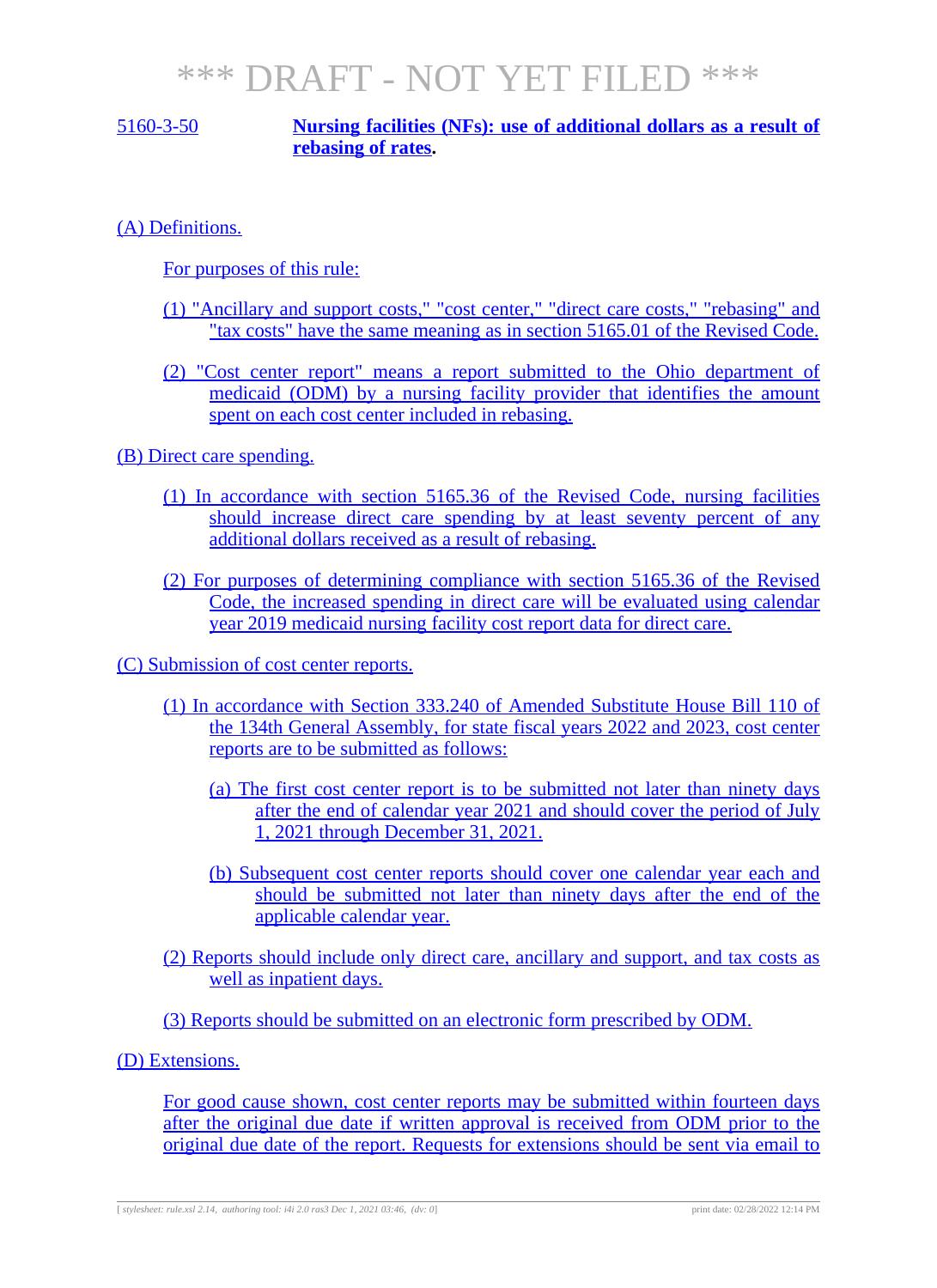# *** DRAFT - NOT YET FILED ***

5160-3-50 **Nursing facilities (NFs): use of additional dollars as a result of rebasing of rates.**

(A) Definitions.

For purposes of this rule:

(1) "Ancillary and support costs," "cost center," "direct care costs," "rebasing" and "tax costs" have the same meaning as in section 5165.01 of the Revised Code.

(2) "Cost center report" means a report submitted to the Ohio department of medicaid (ODM) by a nursing facility provider that identifies the amount spent on each cost center included in rebasing.

(B) Direct care spending.

(1) In accordance with section 5165.36 of the Revised Code, nursing facilities should increase direct care spending by at least seventy percent of any additional dollars received as a result of rebasing.

(2) For purposes of determining compliance with section 5165.36 of the Revised Code, the increased spending in direct care will be evaluated using calendar year 2019 medicaid nursing facility cost report data for direct care.

(C) Submission of cost center reports.

(1) In accordance with Section 333.240 of Amended Substitute House Bill 110 of the 134th General Assembly, for state fiscal years 2022 and 2023, cost center reports are to be submitted as follows:

(a) The first cost center report is to be submitted not later than ninety days after the end of calendar year 2021 and should cover the period of July 1, 2021 through December 31, 2021.

(b) Subsequent cost center reports should cover one calendar year each and should be submitted not later than ninety days after the end of the applicable calendar year.

(2) Reports should include only direct care, ancillary and support, and tax costs as well as inpatient days.

(3) Reports should be submitted on an electronic form prescribed by ODM.

(D) Extensions.

For good cause shown, cost center reports may be submitted within fourteen days after the original due date if written approval is received from ODM prior to the original due date of the report. Requests for extensions should be sent via email to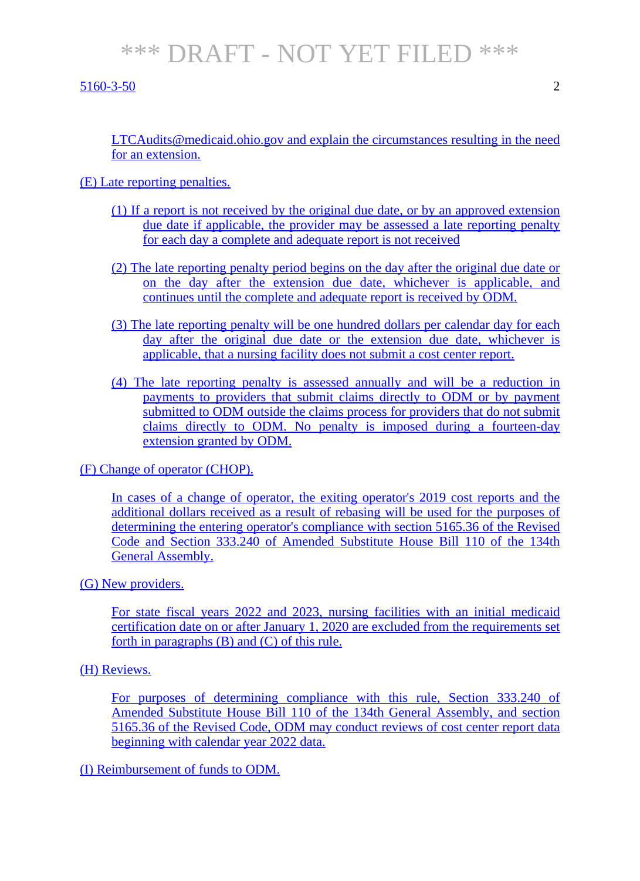*** DRAFT - NOT YET FILED ***

LTCAudits@medicaid.ohio.gov and explain the circumstances resulting in the need for an extension.

(E) Late reporting penalties.

(1) If a report is not received by the original due date, or by an approved extension due date if applicable, the provider may be assessed a late reporting penalty for each day a complete and adequate report is not received

(2) The late reporting penalty period begins on the day after the original due date or on the day after the extension due date, whichever is applicable, and continues until the complete and adequate report is received by ODM.

(3) The late reporting penalty will be one hundred dollars per calendar day for each day after the original due date or the extension due date, whichever is applicable, that a nursing facility does not submit a cost center report.

(4) The late reporting penalty is assessed annually and will be a reduction in payments to providers that submit claims directly to ODM or by payment submitted to ODM outside the claims process for providers that do not submit claims directly to ODM. No penalty is imposed during a fourteen-day extension granted by ODM.

(F) Change of operator (CHOP).

In cases of a change of operator, the exiting operator's 2019 cost reports and the additional dollars received as a result of rebasing will be used for the purposes of determining the entering operator's compliance with section 5165.36 of the Revised Code and Section 333.240 of Amended Substitute House Bill 110 of the 134th General Assembly.

(G) New providers.

For state fiscal years 2022 and 2023, nursing facilities with an initial medicaid certification date on or after January 1, 2020 are excluded from the requirements set forth in paragraphs (B) and (C) of this rule.

(H) Reviews.

For purposes of determining compliance with this rule, Section 333.240 of Amended Substitute House Bill 110 of the 134th General Assembly, and section 5165.36 of the Revised Code, ODM may conduct reviews of cost center report data beginning with calendar year 2022 data.

(I) Reimbursement of funds to ODM.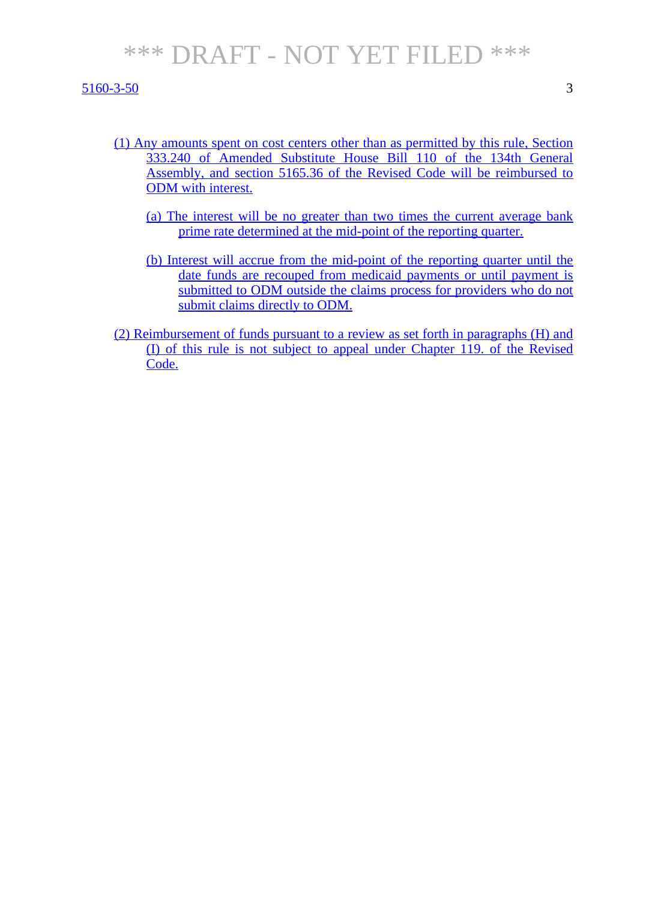(1) Any amounts spent on cost centers other than as permitted by this rule, Section 333.240 of Amended Substitute House Bill 110 of the 134th General Assembly, and section 5165.36 of the Revised Code will be reimbursed to ODM with interest.

(a) The interest will be no greater than two times the current average bank prime rate determined at the mid-point of the reporting quarter.

(b) Interest will accrue from the mid-point of the reporting quarter until the date funds are recouped from medicaid payments or until payment is submitted to ODM outside the claims process for providers who do not submit claims directly to ODM.

(2) Reimbursement of funds pursuant to a review as set forth in paragraphs (H) and (I) of this rule is not subject to appeal under Chapter 119. of the Revised Code.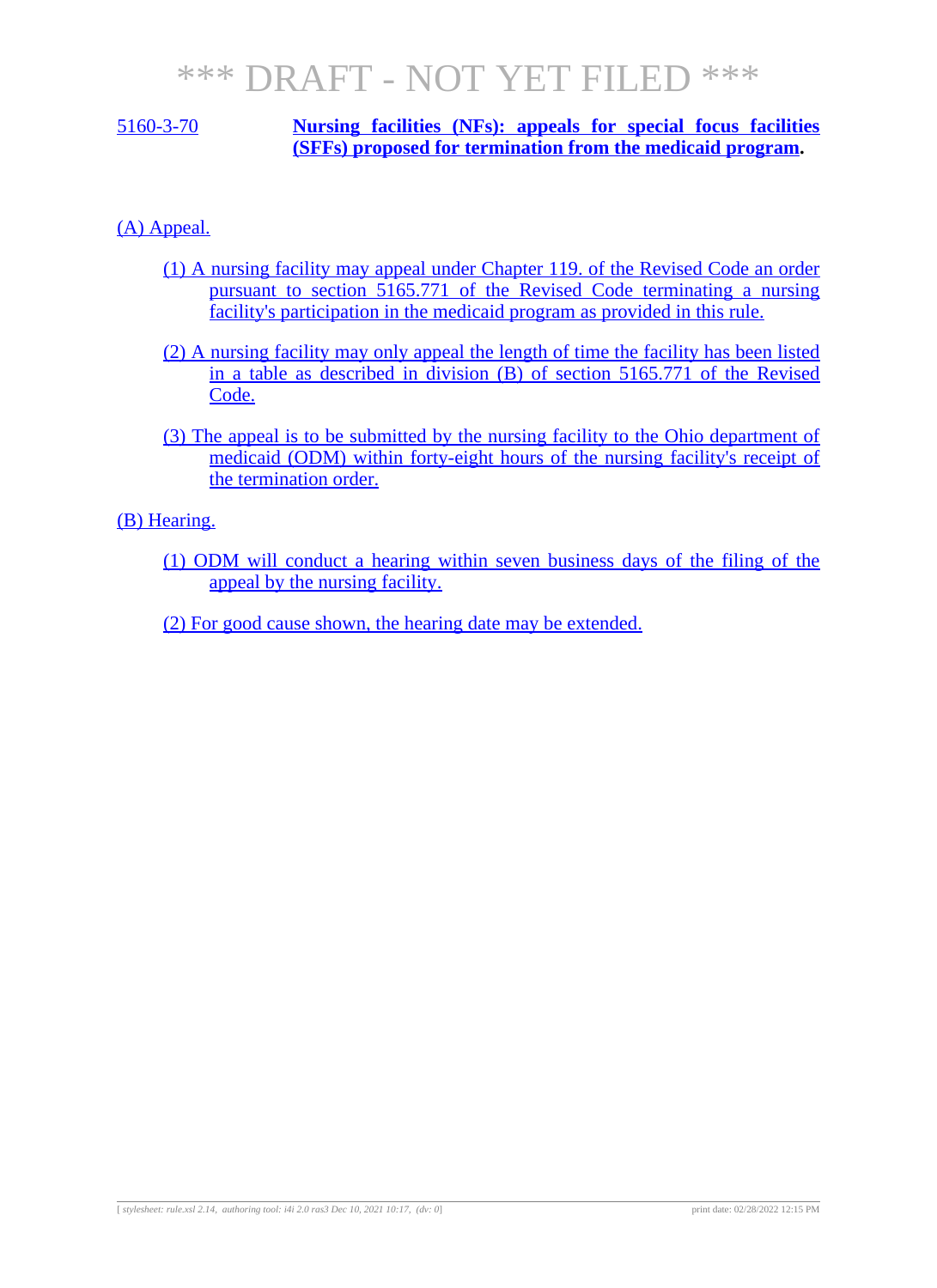# \*\*\* DRAFT - NOT YET FILED \*\*\*

5160-3-70 **Nursing facilities (NFs): appeals for special focus facilities (SFFs) proposed for termination from the medicaid program.**

(A) Appeal.

(1) A nursing facility may appeal under Chapter 119. of the Revised Code an order pursuant to section 5165.771 of the Revised Code terminating a nursing facility's participation in the medicaid program as provided in this rule.

(2) A nursing facility may only appeal the length of time the facility has been listed in a table as described in division (B) of section 5165.771 of the Revised Code.

(3) The appeal is to be submitted by the nursing facility to the Ohio department of medicaid (ODM) within forty-eight hours of the nursing facility's receipt of the termination order.

(B) Hearing.

(1) ODM will conduct a hearing within seven business days of the filing of the appeal by the nursing facility.

(2) For good cause shown, the hearing date may be extended.